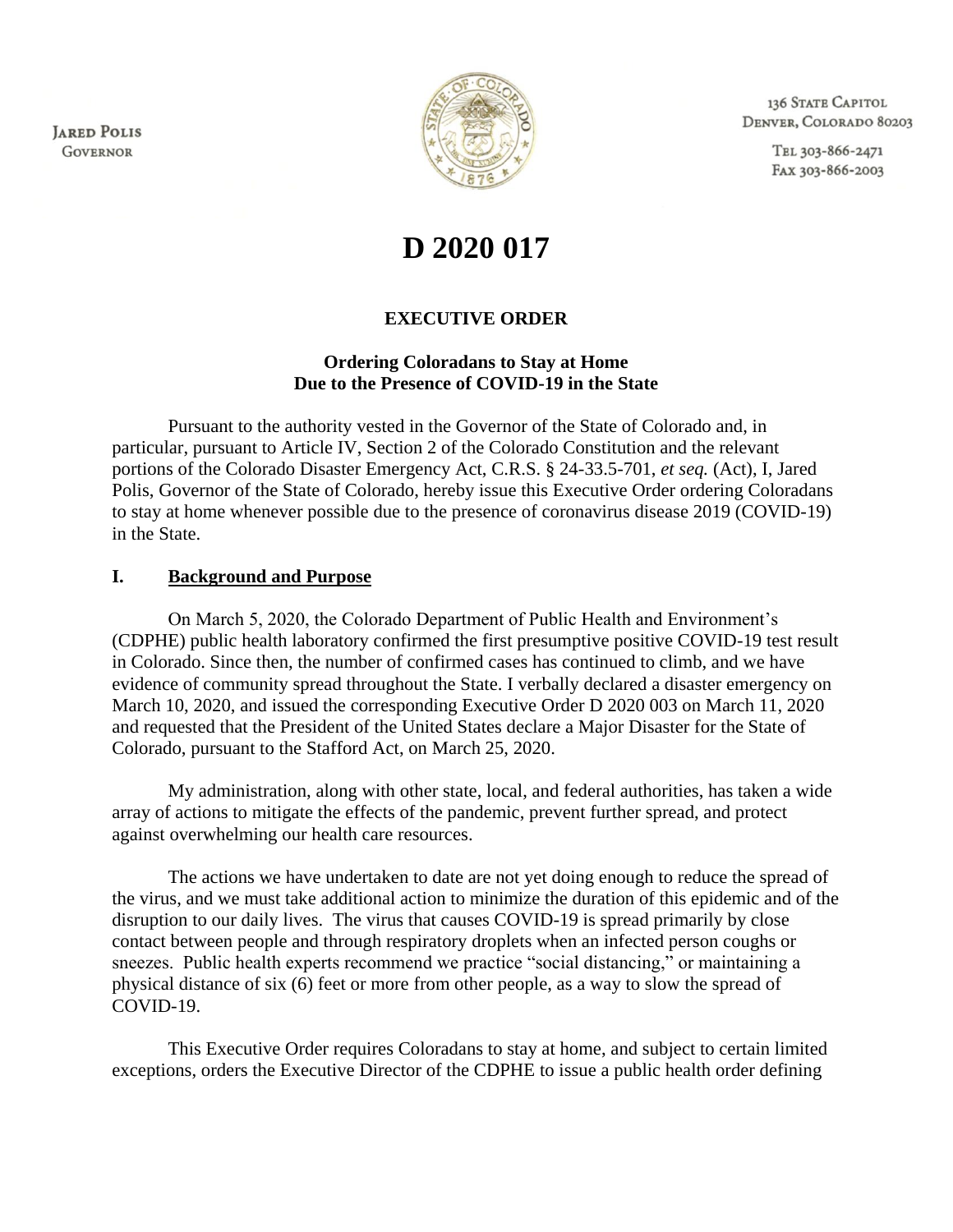JARED POLIS
GOVERNOR

136 STATE CAPITOL
DENVER, COLORADO 80203

TEL 303-866-2471
FAX 303-866-2003

# D 2020 017

## EXECUTIVE ORDER

### Ordering Coloradans to Stay at Home Due to the Presence of COVID-19 in the State

Pursuant to the authority vested in the Governor of the State of Colorado and, in particular, pursuant to Article IV, Section 2 of the Colorado Constitution and the relevant portions of the Colorado Disaster Emergency Act, C.R.S. § 24-33.5-701, *et seq.* (Act), I, Jared Polis, Governor of the State of Colorado, hereby issue this Executive Order ordering Coloradans to stay at home whenever possible due to the presence of coronavirus disease 2019 (COVID-19) in the State.

## I. Background and Purpose

On March 5, 2020, the Colorado Department of Public Health and Environment's (CDPHE) public health laboratory confirmed the first presumptive positive COVID-19 test result in Colorado. Since then, the number of confirmed cases has continued to climb, and we have evidence of community spread throughout the State. I verbally declared a disaster emergency on March 10, 2020, and issued the corresponding Executive Order D 2020 003 on March 11, 2020 and requested that the President of the United States declare a Major Disaster for the State of Colorado, pursuant to the Stafford Act, on March 25, 2020.

My administration, along with other state, local, and federal authorities, has taken a wide array of actions to mitigate the effects of the pandemic, prevent further spread, and protect against overwhelming our health care resources.

The actions we have undertaken to date are not yet doing enough to reduce the spread of the virus, and we must take additional action to minimize the duration of this epidemic and of the disruption to our daily lives. The virus that causes COVID-19 is spread primarily by close contact between people and through respiratory droplets when an infected person coughs or sneezes. Public health experts recommend we practice "social distancing," or maintaining a physical distance of six (6) feet or more from other people, as a way to slow the spread of COVID-19.

This Executive Order requires Coloradans to stay at home, and subject to certain limited exceptions, orders the Executive Director of the CDPHE to issue a public health order defining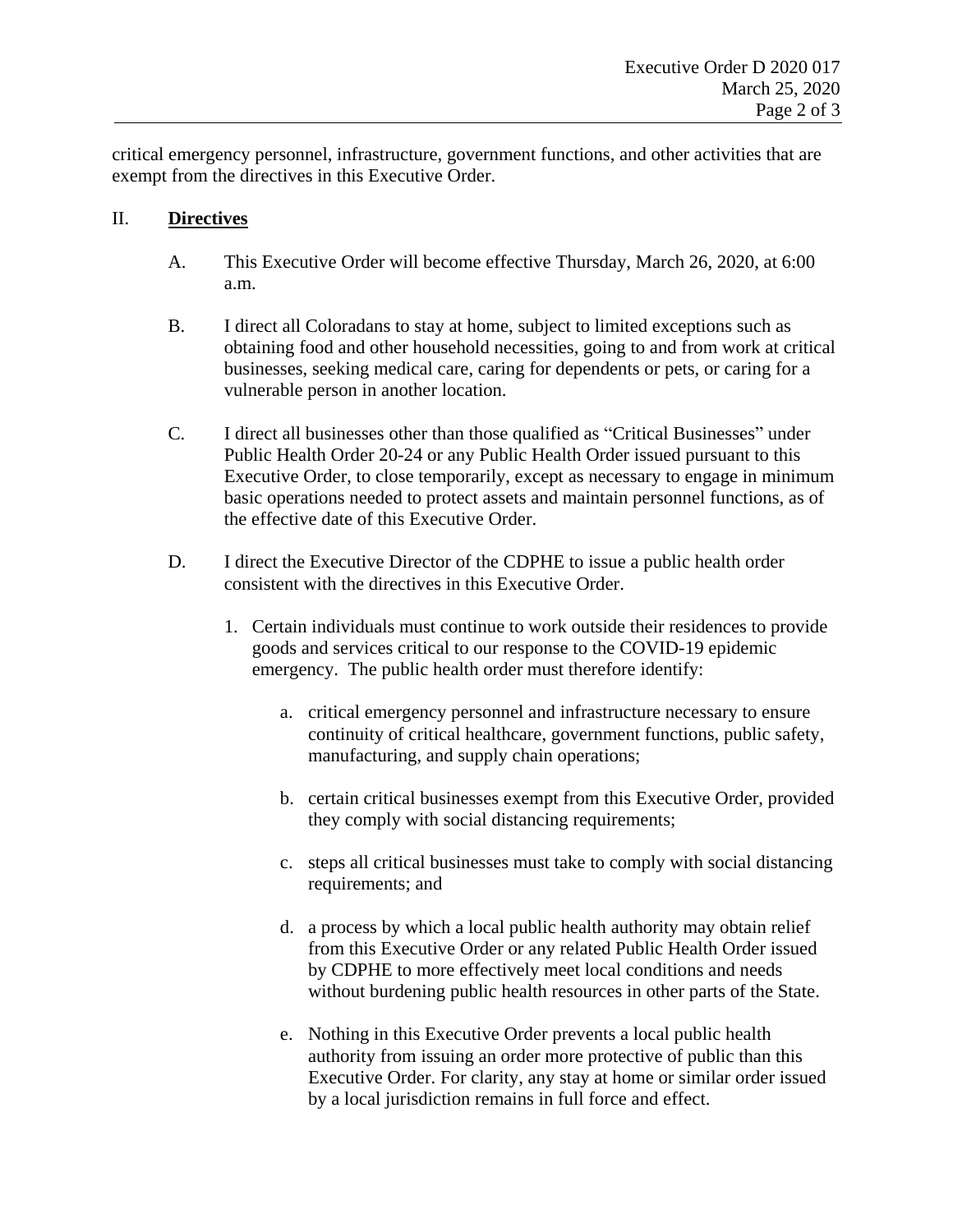critical emergency personnel, infrastructure, government functions, and other activities that are exempt from the directives in this Executive Order.

## II. **Directives**

A. This Executive Order will become effective Thursday, March 26, 2020, at 6:00 a.m.

B. I direct all Coloradans to stay at home, subject to limited exceptions such as obtaining food and other household necessities, going to and from work at critical businesses, seeking medical care, caring for dependents or pets, or caring for a vulnerable person in another location.

C. I direct all businesses other than those qualified as "Critical Businesses" under Public Health Order 20-24 or any Public Health Order issued pursuant to this Executive Order, to close temporarily, except as necessary to engage in minimum basic operations needed to protect assets and maintain personnel functions, as of the effective date of this Executive Order.

D. I direct the Executive Director of the CDPHE to issue a public health order consistent with the directives in this Executive Order.

1. Certain individuals must continue to work outside their residences to provide goods and services critical to our response to the COVID-19 epidemic emergency. The public health order must therefore identify:

    a. critical emergency personnel and infrastructure necessary to ensure continuity of critical healthcare, government functions, public safety, manufacturing, and supply chain operations;

    b. certain critical businesses exempt from this Executive Order, provided they comply with social distancing requirements;

    c. steps all critical businesses must take to comply with social distancing requirements; and

    d. a process by which a local public health authority may obtain relief from this Executive Order or any related Public Health Order issued by CDPHE to more effectively meet local conditions and needs without burdening public health resources in other parts of the State.

    e. Nothing in this Executive Order prevents a local public health authority from issuing an order more protective of public than this Executive Order. For clarity, any stay at home or similar order issued by a local jurisdiction remains in full force and effect.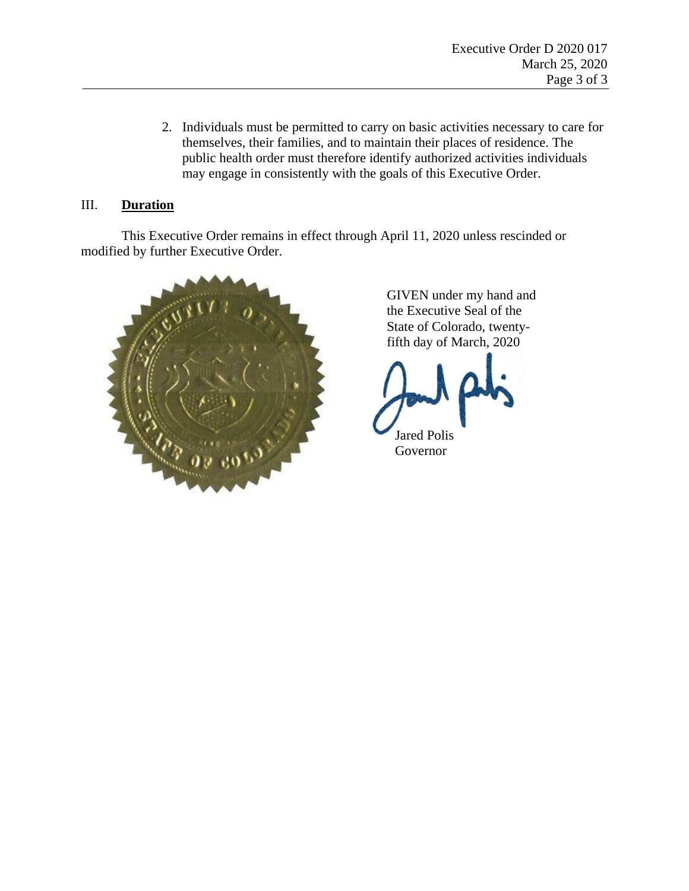2. Individuals must be permitted to carry on basic activities necessary to care for themselves, their families, and to maintain their places of residence. The public health order must therefore identify authorized activities individuals may engage in consistently with the goals of this Executive Order.

## III. **Duration**

This Executive Order remains in effect through April 11, 2020 unless rescinded or modified by further Executive Order.

GIVEN under my hand and the Executive Seal of the State of Colorado, twenty-fifth day of March, 2020

Jared Polis
Governor